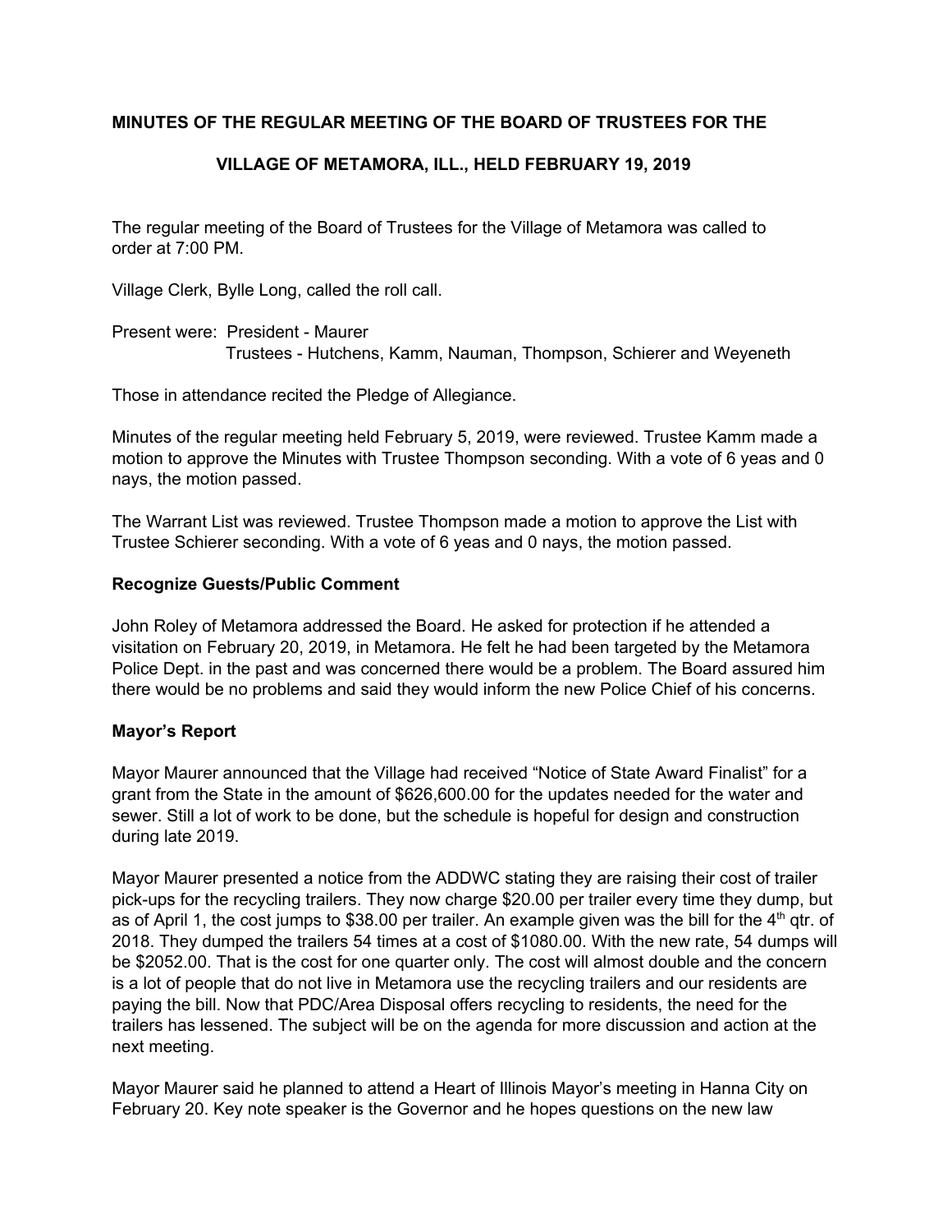**MINUTES OF THE REGULAR MEETING OF THE BOARD OF TRUSTEES FOR THE**

**VILLAGE OF METAMORA, ILL., HELD FEBRUARY 19, 2019**

The regular meeting of the Board of Trustees for the Village of Metamora was called to order at 7:00 PM.

Village Clerk, Bylle Long, called the roll call.

Present were: President - Maurer
Trustees - Hutchens, Kamm, Nauman, Thompson, Schierer and Weyeneth

Those in attendance recited the Pledge of Allegiance.

Minutes of the regular meeting held February 5, 2019, were reviewed. Trustee Kamm made a motion to approve the Minutes with Trustee Thompson seconding. With a vote of 6 yeas and 0 nays, the motion passed.

The Warrant List was reviewed. Trustee Thompson made a motion to approve the List with Trustee Schierer seconding. With a vote of 6 yeas and 0 nays, the motion passed.

**Recognize Guests/Public Comment**

John Roley of Metamora addressed the Board. He asked for protection if he attended a visitation on February 20, 2019, in Metamora. He felt he had been targeted by the Metamora Police Dept. in the past and was concerned there would be a problem. The Board assured him there would be no problems and said they would inform the new Police Chief of his concerns.

**Mayor's Report**

Mayor Maurer announced that the Village had received "Notice of State Award Finalist" for a grant from the State in the amount of $626,600.00 for the updates needed for the water and sewer. Still a lot of work to be done, but the schedule is hopeful for design and construction during late 2019.

Mayor Maurer presented a notice from the ADDWC stating they are raising their cost of trailer pick-ups for the recycling trailers. They now charge $20.00 per trailer every time they dump, but as of April 1, the cost jumps to $38.00 per trailer. An example given was the bill for the 4th qtr. of 2018. They dumped the trailers 54 times at a cost of $1080.00. With the new rate, 54 dumps will be $2052.00. That is the cost for one quarter only. The cost will almost double and the concern is a lot of people that do not live in Metamora use the recycling trailers and our residents are paying the bill. Now that PDC/Area Disposal offers recycling to residents, the need for the trailers has lessened. The subject will be on the agenda for more discussion and action at the next meeting.

Mayor Maurer said he planned to attend a Heart of Illinois Mayor's meeting in Hanna City on February 20. Key note speaker is the Governor and he hopes questions on the new law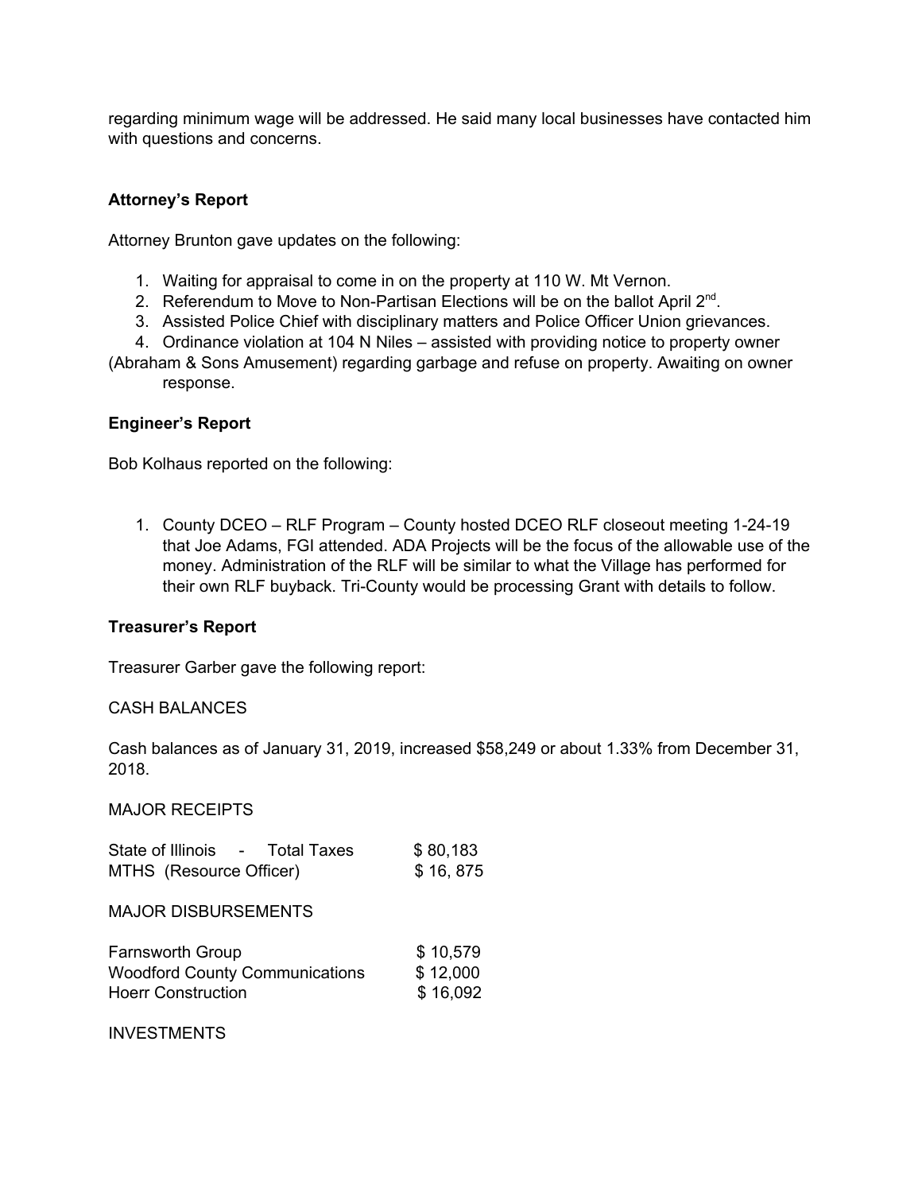regarding minimum wage will be addressed. He said many local businesses have contacted him with questions and concerns.

**Attorney's Report**

Attorney Brunton gave updates on the following:

1. Waiting for appraisal to come in on the property at 110 W. Mt Vernon.
2. Referendum to Move to Non-Partisan Elections will be on the ballot April 2nd.
3. Assisted Police Chief with disciplinary matters and Police Officer Union grievances.
4. Ordinance violation at 104 N Niles – assisted with providing notice to property owner (Abraham & Sons Amusement) regarding garbage and refuse on property. Awaiting on owner response.

**Engineer's Report**

Bob Kolhaus reported on the following:

1. County DCEO – RLF Program – County hosted DCEO RLF closeout meeting 1-24-19 that Joe Adams, FGI attended. ADA Projects will be the focus of the allowable use of the money. Administration of the RLF will be similar to what the Village has performed for their own RLF buyback. Tri-County would be processing Grant with details to follow.

**Treasurer's Report**

Treasurer Garber gave the following report:

CASH BALANCES

Cash balances as of January 31, 2019, increased $58,249 or about 1.33% from December 31, 2018.

MAJOR RECEIPTS

| | |
|---|---|
| State of Illinois - Total Taxes | $ 80,183 |
| MTHS (Resource Officer) | $ 16, 875 |

MAJOR DISBURSEMENTS

| | |
|---|---|
| Farnsworth Group | $ 10,579 |
| Woodford County Communications | $ 12,000 |
| Hoerr Construction | $ 16,092 |

INVESTMENTS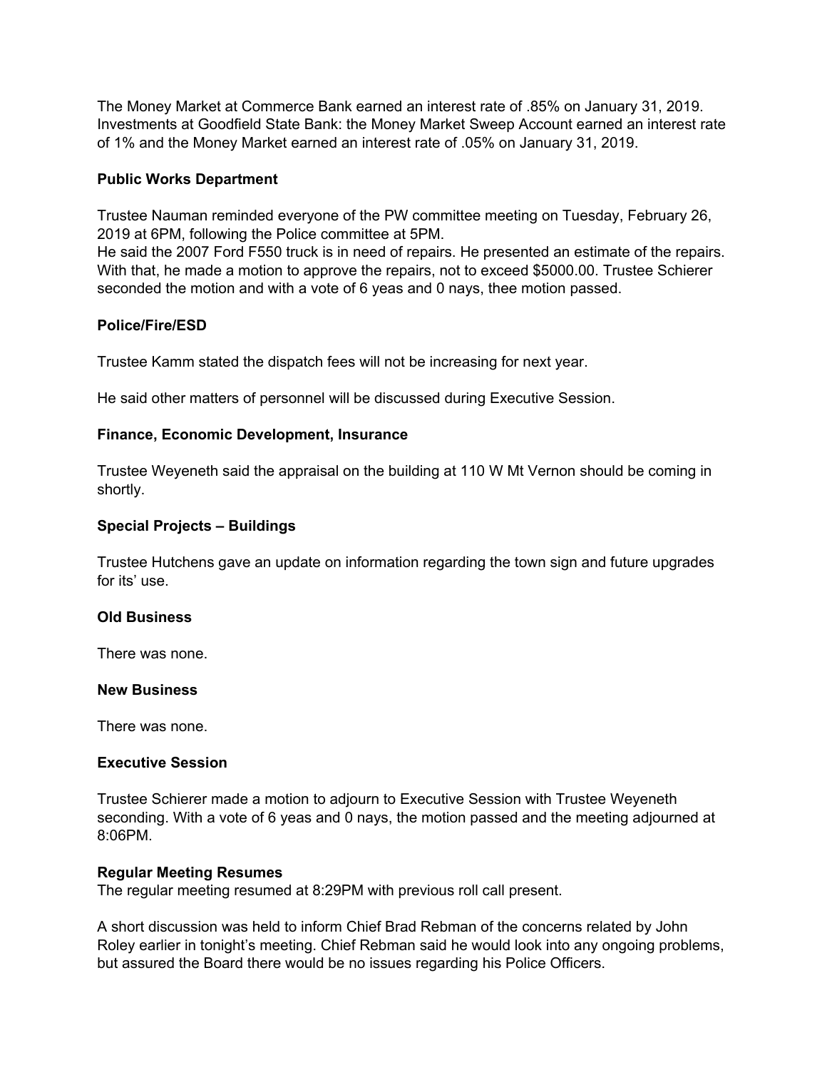The Money Market at Commerce Bank earned an interest rate of .85% on January 31, 2019. Investments at Goodfield State Bank: the Money Market Sweep Account earned an interest rate of 1% and the Money Market earned an interest rate of .05% on January 31, 2019.

**Public Works Department**

Trustee Nauman reminded everyone of the PW committee meeting on Tuesday, February 26, 2019 at 6PM, following the Police committee at 5PM.
He said the 2007 Ford F550 truck is in need of repairs. He presented an estimate of the repairs. With that, he made a motion to approve the repairs, not to exceed $5000.00. Trustee Schierer seconded the motion and with a vote of 6 yeas and 0 nays, thee motion passed.

**Police/Fire/ESD**

Trustee Kamm stated the dispatch fees will not be increasing for next year.

He said other matters of personnel will be discussed during Executive Session.

**Finance, Economic Development, Insurance**

Trustee Weyeneth said the appraisal on the building at 110 W Mt Vernon should be coming in shortly.

**Special Projects – Buildings**

Trustee Hutchens gave an update on information regarding the town sign and future upgrades for its' use.

**Old Business**

There was none.

**New Business**

There was none.

**Executive Session**

Trustee Schierer made a motion to adjourn to Executive Session with Trustee Weyeneth seconding. With a vote of 6 yeas and 0 nays, the motion passed and the meeting adjourned at 8:06PM.

**Regular Meeting Resumes**
The regular meeting resumed at 8:29PM with previous roll call present.

A short discussion was held to inform Chief Brad Rebman of the concerns related by John Roley earlier in tonight's meeting. Chief Rebman said he would look into any ongoing problems, but assured the Board there would be no issues regarding his Police Officers.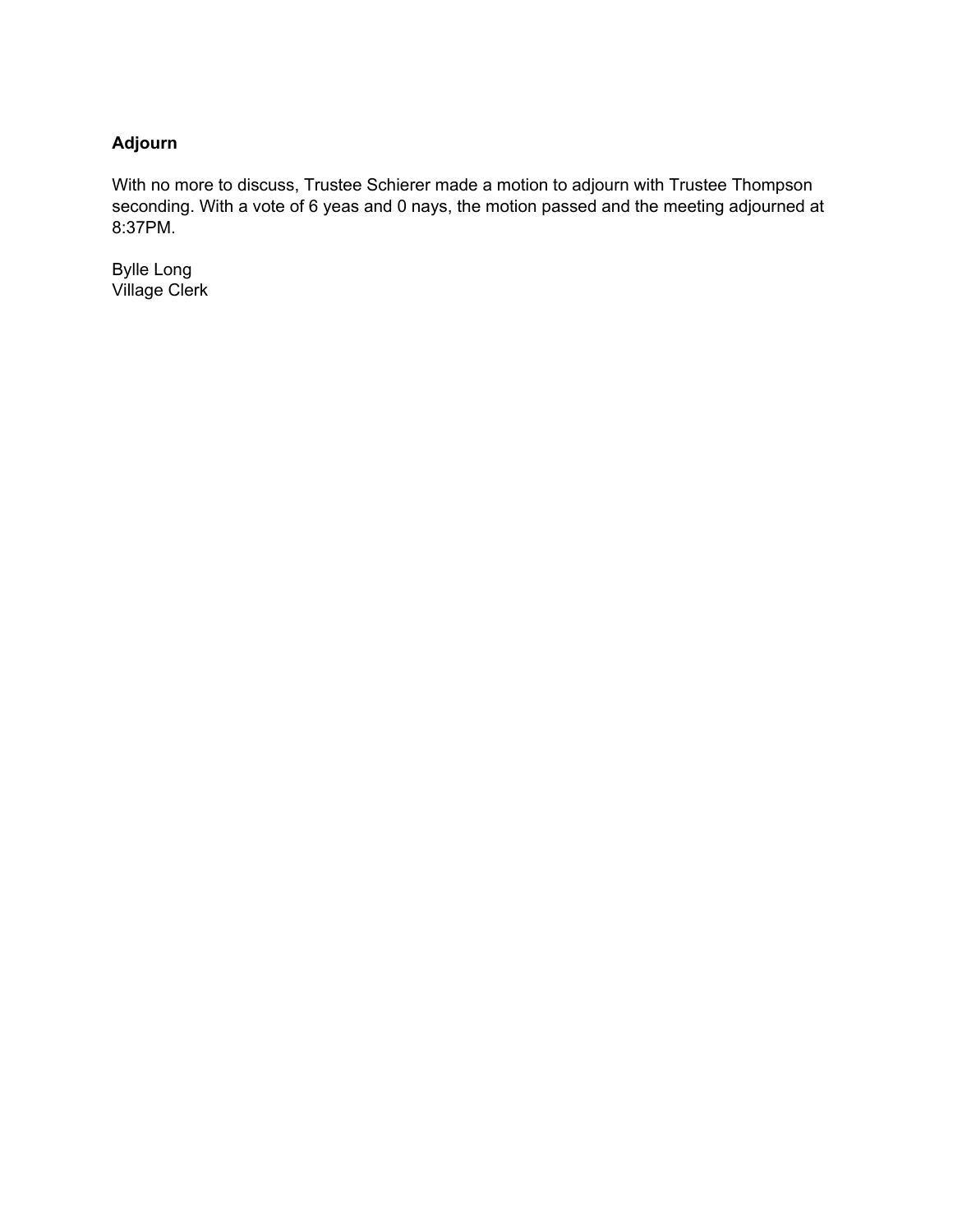**Adjourn**

With no more to discuss, Trustee Schierer made a motion to adjourn with Trustee Thompson seconding. With a vote of 6 yeas and 0 nays, the motion passed and the meeting adjourned at 8:37PM.

Bylle Long
Village Clerk